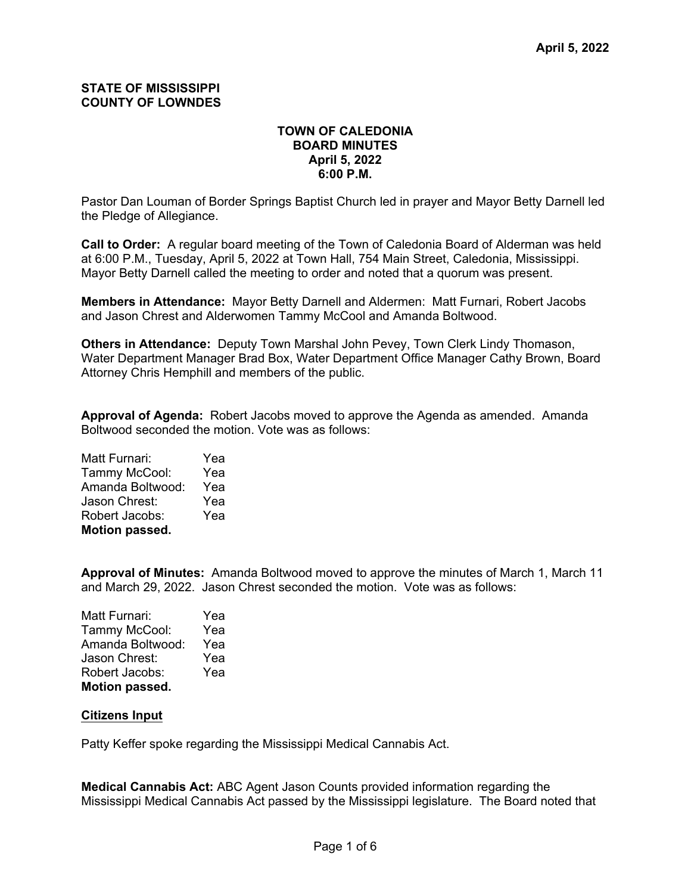**STATE OF MISSISSIPPI**
**COUNTY OF LOWNDES**

**TOWN OF CALEDONIA**
**BOARD MINUTES**
**April 5, 2022**
**6:00 P.M.**

Pastor Dan Louman of Border Springs Baptist Church led in prayer and Mayor Betty Darnell led the Pledge of Allegiance.

**Call to Order:** A regular board meeting of the Town of Caledonia Board of Alderman was held at 6:00 P.M., Tuesday, April 5, 2022 at Town Hall, 754 Main Street, Caledonia, Mississippi. Mayor Betty Darnell called the meeting to order and noted that a quorum was present.

**Members in Attendance:** Mayor Betty Darnell and Aldermen: Matt Furnari, Robert Jacobs and Jason Chrest and Alderwomen Tammy McCool and Amanda Boltwood.

**Others in Attendance:** Deputy Town Marshal John Pevey, Town Clerk Lindy Thomason, Water Department Manager Brad Box, Water Department Office Manager Cathy Brown, Board Attorney Chris Hemphill and members of the public.

**Approval of Agenda:** Robert Jacobs moved to approve the Agenda as amended. Amanda Boltwood seconded the motion. Vote was as follows:

Matt Furnari: Yea
Tammy McCool: Yea
Amanda Boltwood: Yea
Jason Chrest: Yea
Robert Jacobs: Yea
**Motion passed.**

**Approval of Minutes:** Amanda Boltwood moved to approve the minutes of March 1, March 11 and March 29, 2022. Jason Chrest seconded the motion. Vote was as follows:

Matt Furnari: Yea
Tammy McCool: Yea
Amanda Boltwood: Yea
Jason Chrest: Yea
Robert Jacobs: Yea
**Motion passed.**

**Citizens Input**

Patty Keffer spoke regarding the Mississippi Medical Cannabis Act.

**Medical Cannabis Act:** ABC Agent Jason Counts provided information regarding the Mississippi Medical Cannabis Act passed by the Mississippi legislature. The Board noted that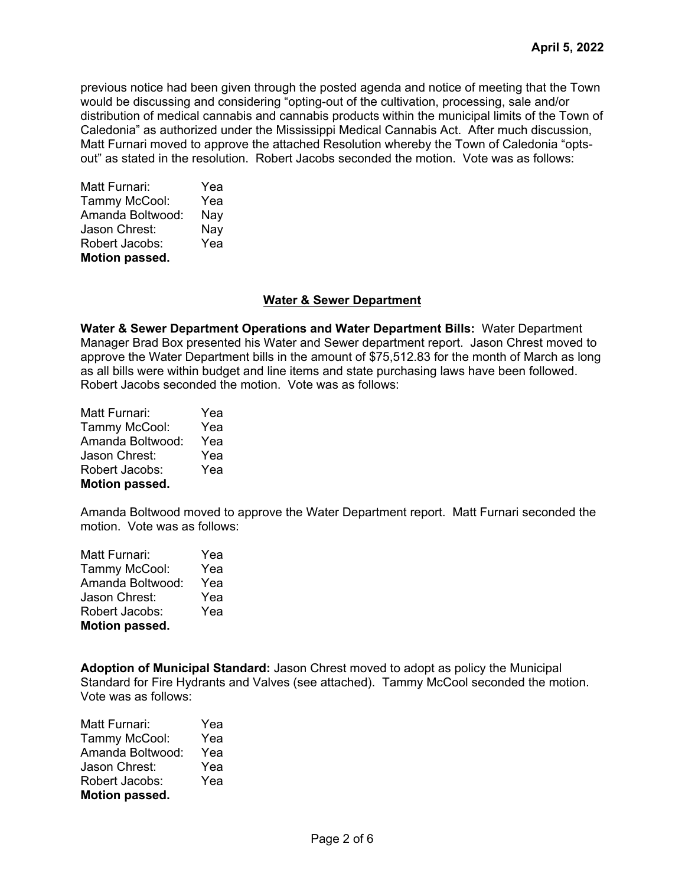previous notice had been given through the posted agenda and notice of meeting that the Town would be discussing and considering "opting-out of the cultivation, processing, sale and/or distribution of medical cannabis and cannabis products within the municipal limits of the Town of Caledonia" as authorized under the Mississippi Medical Cannabis Act. After much discussion, Matt Furnari moved to approve the attached Resolution whereby the Town of Caledonia "opts-out" as stated in the resolution. Robert Jacobs seconded the motion. Vote was as follows:

Matt Furnari: Yea
Tammy McCool: Yea
Amanda Boltwood: Nay
Jason Chrest: Nay
Robert Jacobs: Yea
**Motion passed.**

## Water & Sewer Department

**Water & Sewer Department Operations and Water Department Bills:** Water Department Manager Brad Box presented his Water and Sewer department report. Jason Chrest moved to approve the Water Department bills in the amount of $75,512.83 for the month of March as long as all bills were within budget and line items and state purchasing laws have been followed. Robert Jacobs seconded the motion. Vote was as follows:

Matt Furnari: Yea
Tammy McCool: Yea
Amanda Boltwood: Yea
Jason Chrest: Yea
Robert Jacobs: Yea
**Motion passed.**

Amanda Boltwood moved to approve the Water Department report. Matt Furnari seconded the motion. Vote was as follows:

Matt Furnari: Yea
Tammy McCool: Yea
Amanda Boltwood: Yea
Jason Chrest: Yea
Robert Jacobs: Yea
**Motion passed.**

**Adoption of Municipal Standard:** Jason Chrest moved to adopt as policy the Municipal Standard for Fire Hydrants and Valves (see attached). Tammy McCool seconded the motion. Vote was as follows:

Matt Furnari: Yea
Tammy McCool: Yea
Amanda Boltwood: Yea
Jason Chrest: Yea
Robert Jacobs: Yea
**Motion passed.**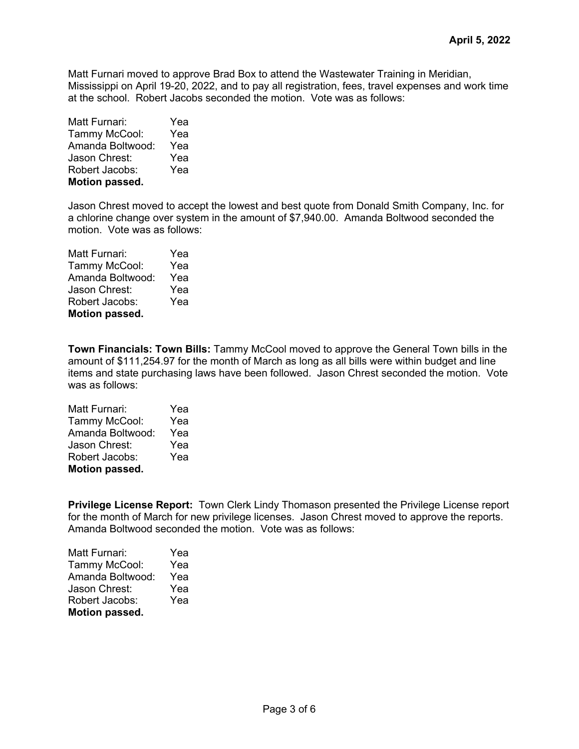Matt Furnari moved to approve Brad Box to attend the Wastewater Training in Meridian, Mississippi on April 19-20, 2022, and to pay all registration, fees, travel expenses and work time at the school. Robert Jacobs seconded the motion. Vote was as follows:

Matt Furnari: Yea
Tammy McCool: Yea
Amanda Boltwood: Yea
Jason Chrest: Yea
Robert Jacobs: Yea
**Motion passed.**

Jason Chrest moved to accept the lowest and best quote from Donald Smith Company, Inc. for a chlorine change over system in the amount of $7,940.00. Amanda Boltwood seconded the motion. Vote was as follows:

Matt Furnari: Yea
Tammy McCool: Yea
Amanda Boltwood: Yea
Jason Chrest: Yea
Robert Jacobs: Yea
**Motion passed.**

**Town Financials: Town Bills:** Tammy McCool moved to approve the General Town bills in the amount of $111,254.97 for the month of March as long as all bills were within budget and line items and state purchasing laws have been followed. Jason Chrest seconded the motion. Vote was as follows:

Matt Furnari: Yea
Tammy McCool: Yea
Amanda Boltwood: Yea
Jason Chrest: Yea
Robert Jacobs: Yea
**Motion passed.**

**Privilege License Report:** Town Clerk Lindy Thomason presented the Privilege License report for the month of March for new privilege licenses. Jason Chrest moved to approve the reports. Amanda Boltwood seconded the motion. Vote was as follows:

Matt Furnari: Yea
Tammy McCool: Yea
Amanda Boltwood: Yea
Jason Chrest: Yea
Robert Jacobs: Yea
**Motion passed.**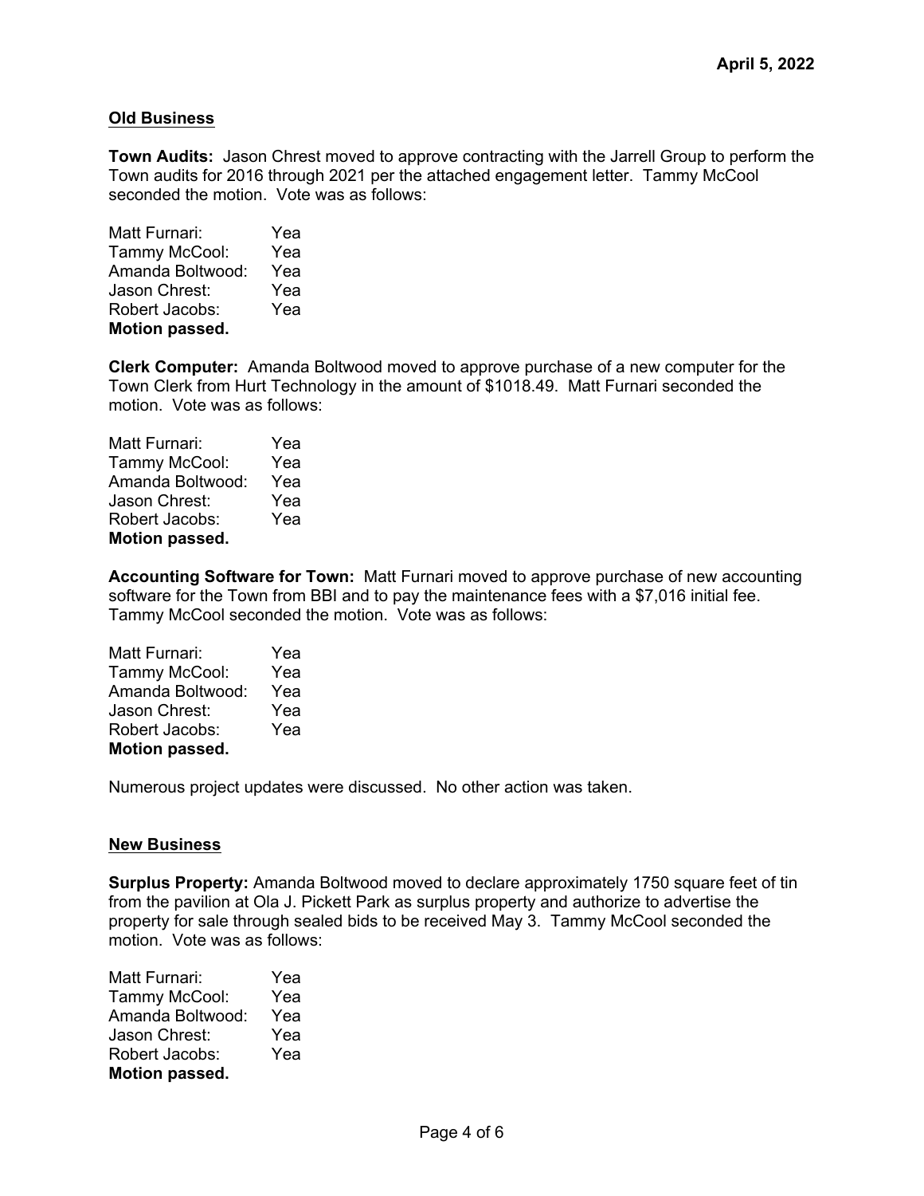**April 5, 2022**

## Old Business

**Town Audits:** Jason Chrest moved to approve contracting with the Jarrell Group to perform the Town audits for 2016 through 2021 per the attached engagement letter. Tammy McCool seconded the motion. Vote was as follows:

Matt Furnari: Yea
Tammy McCool: Yea
Amanda Boltwood: Yea
Jason Chrest: Yea
Robert Jacobs: Yea
**Motion passed.**

**Clerk Computer:** Amanda Boltwood moved to approve purchase of a new computer for the Town Clerk from Hurt Technology in the amount of $1018.49. Matt Furnari seconded the motion. Vote was as follows:

Matt Furnari: Yea
Tammy McCool: Yea
Amanda Boltwood: Yea
Jason Chrest: Yea
Robert Jacobs: Yea
**Motion passed.**

**Accounting Software for Town:** Matt Furnari moved to approve purchase of new accounting software for the Town from BBI and to pay the maintenance fees with a $7,016 initial fee. Tammy McCool seconded the motion. Vote was as follows:

Matt Furnari: Yea
Tammy McCool: Yea
Amanda Boltwood: Yea
Jason Chrest: Yea
Robert Jacobs: Yea
**Motion passed.**

Numerous project updates were discussed. No other action was taken.

## New Business

**Surplus Property:** Amanda Boltwood moved to declare approximately 1750 square feet of tin from the pavilion at Ola J. Pickett Park as surplus property and authorize to advertise the property for sale through sealed bids to be received May 3. Tammy McCool seconded the motion. Vote was as follows:

Matt Furnari: Yea
Tammy McCool: Yea
Amanda Boltwood: Yea
Jason Chrest: Yea
Robert Jacobs: Yea
**Motion passed.**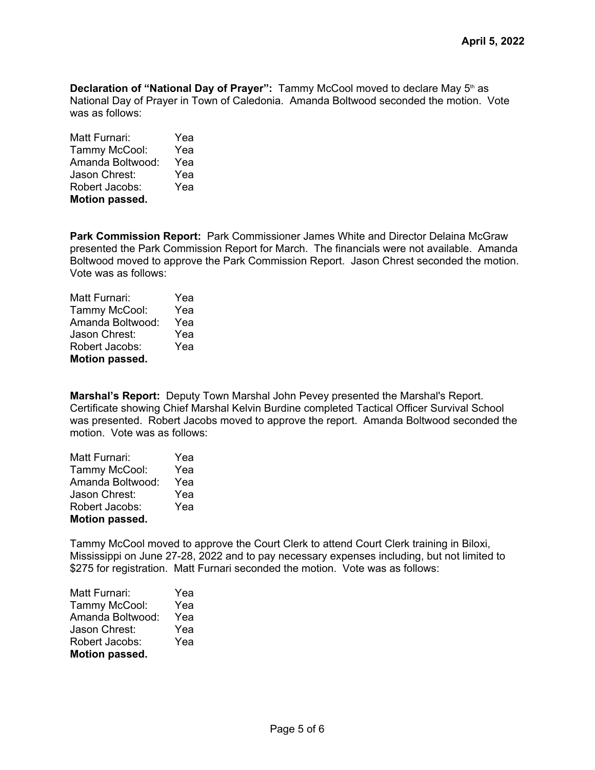**Declaration of "National Day of Prayer":** Tammy McCool moved to declare May 5th as National Day of Prayer in Town of Caledonia. Amanda Boltwood seconded the motion. Vote was as follows:

Matt Furnari: Yea
Tammy McCool: Yea
Amanda Boltwood: Yea
Jason Chrest: Yea
Robert Jacobs: Yea
**Motion passed.**

**Park Commission Report:** Park Commissioner James White and Director Delaina McGraw presented the Park Commission Report for March. The financials were not available. Amanda Boltwood moved to approve the Park Commission Report. Jason Chrest seconded the motion. Vote was as follows:

Matt Furnari: Yea
Tammy McCool: Yea
Amanda Boltwood: Yea
Jason Chrest: Yea
Robert Jacobs: Yea
**Motion passed.**

**Marshal's Report:** Deputy Town Marshal John Pevey presented the Marshal's Report. Certificate showing Chief Marshal Kelvin Burdine completed Tactical Officer Survival School was presented. Robert Jacobs moved to approve the report. Amanda Boltwood seconded the motion. Vote was as follows:

Matt Furnari: Yea
Tammy McCool: Yea
Amanda Boltwood: Yea
Jason Chrest: Yea
Robert Jacobs: Yea
**Motion passed.**

Tammy McCool moved to approve the Court Clerk to attend Court Clerk training in Biloxi, Mississippi on June 27-28, 2022 and to pay necessary expenses including, but not limited to $275 for registration. Matt Furnari seconded the motion. Vote was as follows:

Matt Furnari: Yea
Tammy McCool: Yea
Amanda Boltwood: Yea
Jason Chrest: Yea
Robert Jacobs: Yea
**Motion passed.**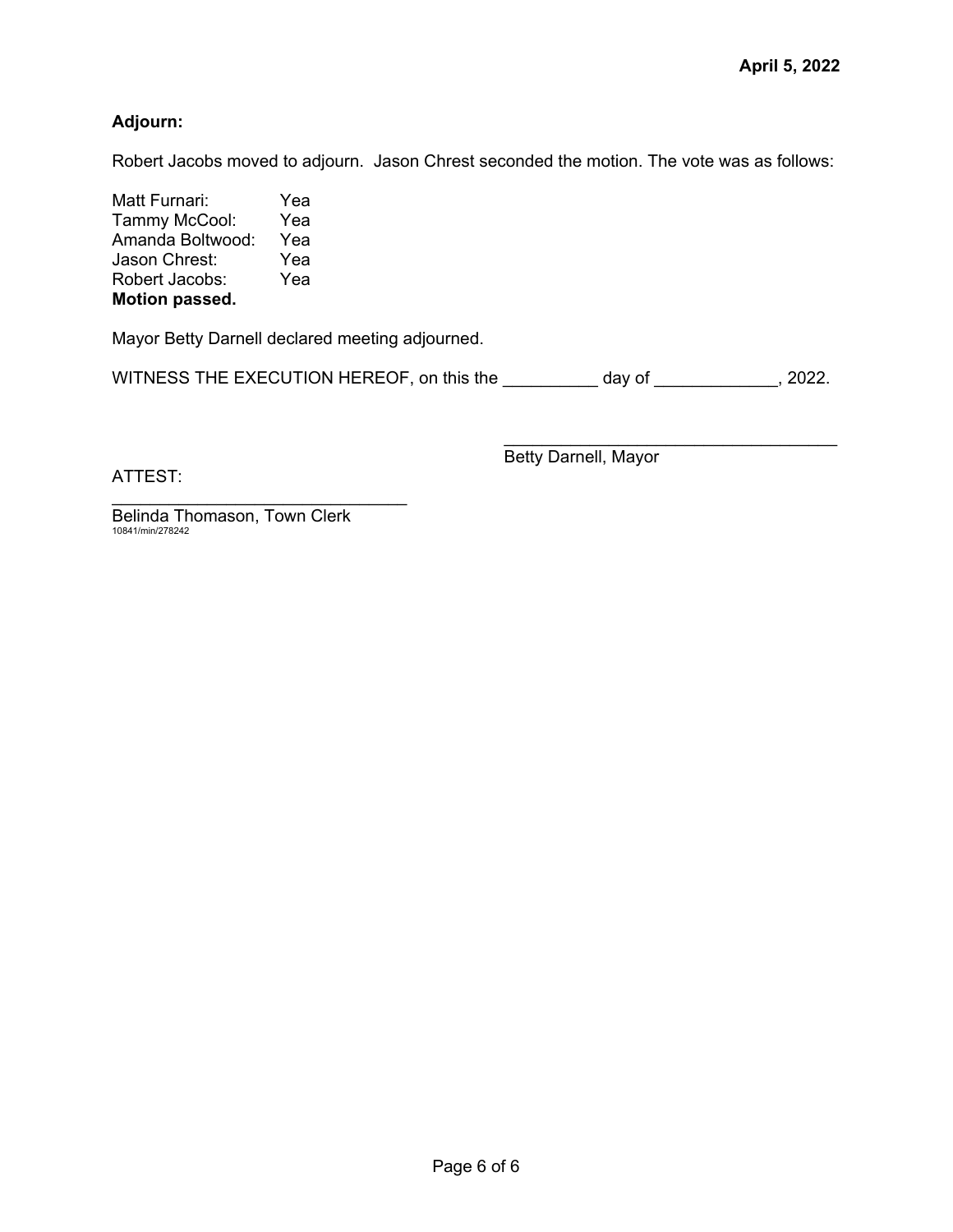**Adjourn:**

Robert Jacobs moved to adjourn. Jason Chrest seconded the motion. The vote was as follows:

| | |
|---|---|
| Matt Furnari: | Yea |
| Tammy McCool: | Yea |
| Amanda Boltwood: | Yea |
| Jason Chrest: | Yea |
| Robert Jacobs: | Yea |

**Motion passed.**

Mayor Betty Darnell declared meeting adjourned.

WITNESS THE EXECUTION HEREOF, on this the __________ day of _____________, 2022.

____________________________________
Betty Darnell, Mayor

ATTEST:

_______________________________
Belinda Thomason, Town Clerk
10841/min/278242